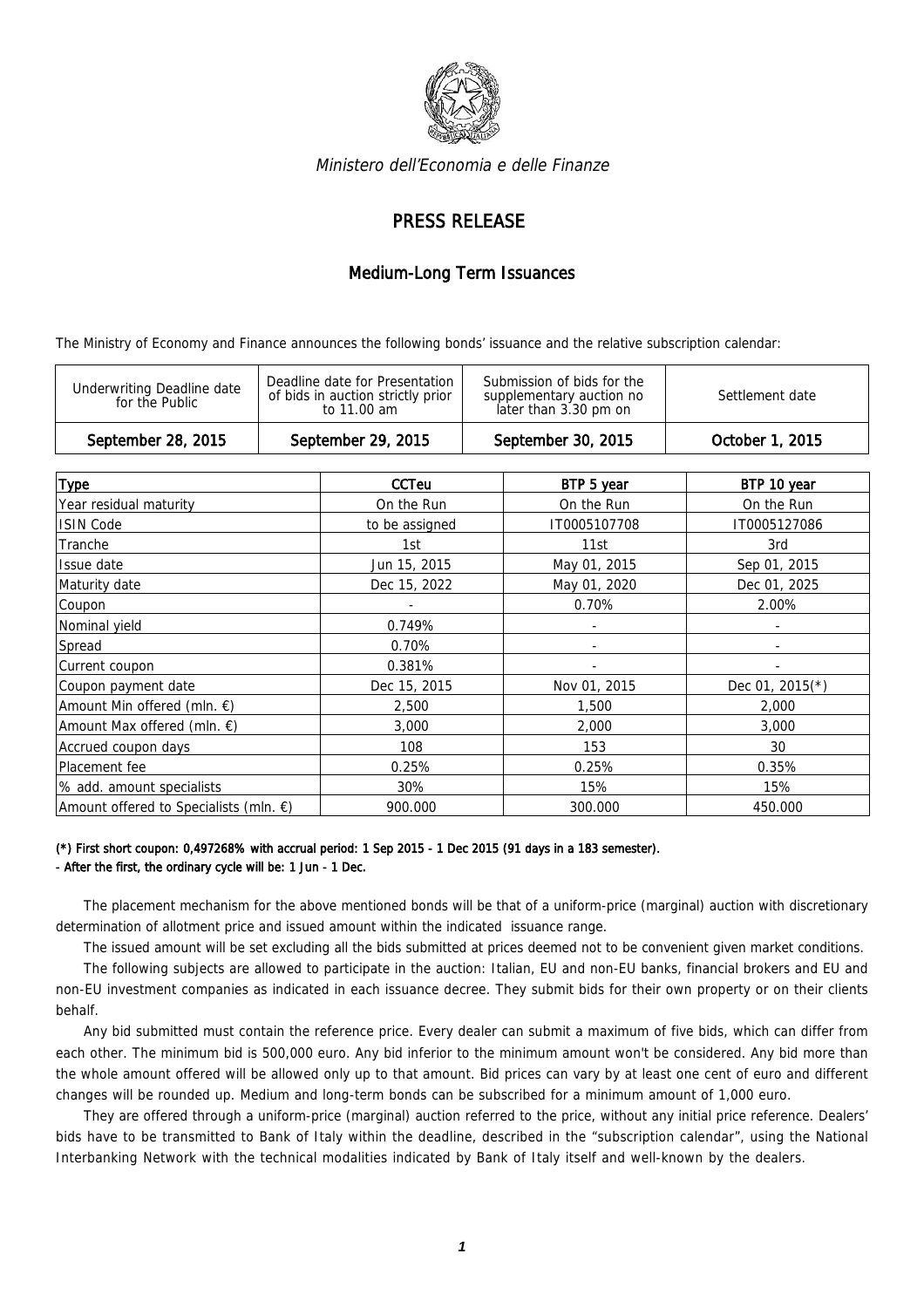*Ministero dell'Economia e delle Finanze*

# PRESS RELEASE

## Medium-Long Term Issuances

The Ministry of Economy and Finance announces the following bonds' issuance and the relative subscription calendar:

| Underwriting Deadline date for the Public | Deadline date for Presentation of bids in auction strictly prior to 11.00 am | Submission of bids for the supplementary auction no later than 3.30 pm on | Settlement date |
|---|---|---|---|
| September 28, 2015 | September 29, 2015 | September 30, 2015 | October 1, 2015 |

| Type | CCTeu | BTP 5 year | BTP 10 year |
|---|---|---|---|
| Year residual maturity | On the Run | On the Run | On the Run |
| ISIN Code | to be assigned | IT0005107708 | IT0005127086 |
| Tranche | 1st | 11st | 3rd |
| Issue date | Jun 15, 2015 | May 01, 2015 | Sep 01, 2015 |
| Maturity date | Dec 15, 2022 | May 01, 2020 | Dec 01, 2025 |
| Coupon | - | 0.70% | 2.00% |
| Nominal yield | 0.749% | - | - |
| Spread | 0.70% | - | - |
| Current coupon | 0.381% | - | - |
| Coupon payment date | Dec 15, 2015 | Nov 01, 2015 | Dec 01, 2015(*) |
| Amount Min offered (mln. €) | 2,500 | 1,500 | 2,000 |
| Amount Max offered (mln. €) | 3,000 | 2,000 | 3,000 |
| Accrued coupon days | 108 | 153 | 30 |
| Placement fee | 0.25% | 0.25% | 0.35% |
| % add. amount specialists | 30% | 15% | 15% |
| Amount offered to Specialists (mln. €) | 900.000 | 300.000 | 450.000 |

**(*) First short coupon: 0,497268% with accrual period: 1 Sep 2015 - 1 Dec 2015 (91 days in a 183 semester).**
**- After the first, the ordinary cycle will be: 1 Jun - 1 Dec.**

The placement mechanism for the above mentioned bonds will be that of a uniform-price (marginal) auction with discretionary determination of allotment price and issued amount within the indicated issuance range.

The issued amount will be set excluding all the bids submitted at prices deemed not to be convenient given market conditions.

The following subjects are allowed to participate in the auction: Italian, EU and non-EU banks, financial brokers and EU and non-EU investment companies as indicated in each issuance decree. They submit bids for their own property or on their clients behalf.

Any bid submitted must contain the reference price. Every dealer can submit a maximum of five bids, which can differ from each other. The minimum bid is 500,000 euro. Any bid inferior to the minimum amount won't be considered. Any bid more than the whole amount offered will be allowed only up to that amount. Bid prices can vary by at least one cent of euro and different changes will be rounded up. Medium and long-term bonds can be subscribed for a minimum amount of 1,000 euro.

They are offered through a uniform-price (marginal) auction referred to the price, without any initial price reference. Dealers' bids have to be transmitted to Bank of Italy within the deadline, described in the "subscription calendar", using the National Interbanking Network with the technical modalities indicated by Bank of Italy itself and well-known by the dealers.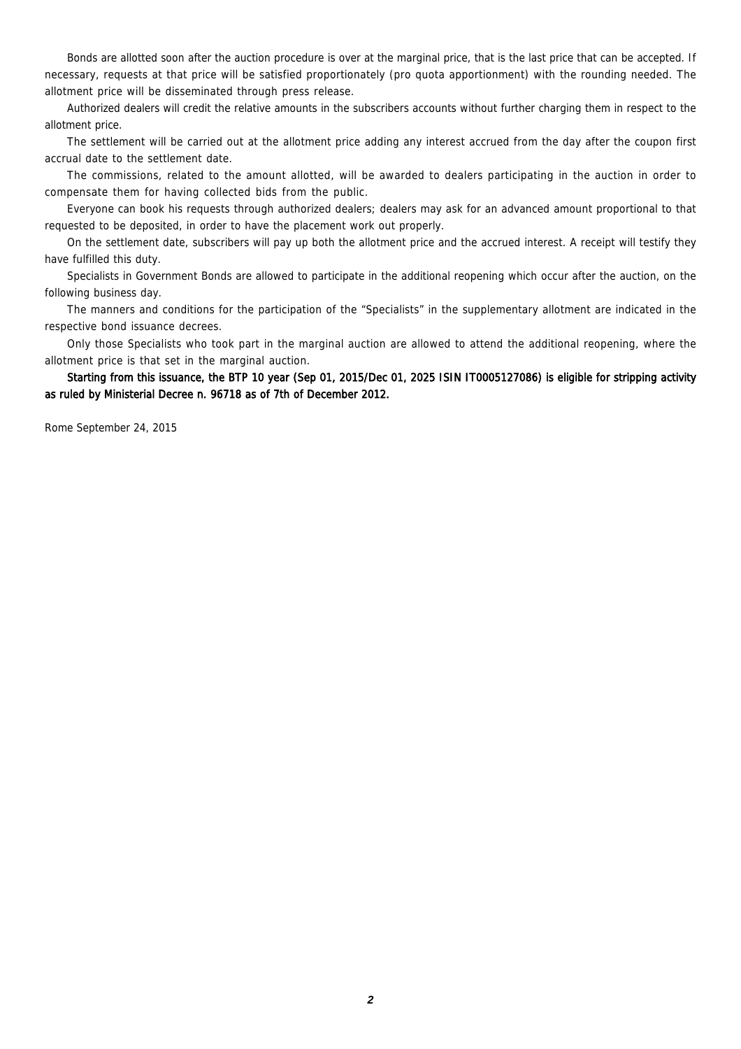Bonds are allotted soon after the auction procedure is over at the marginal price, that is the last price that can be accepted. If necessary, requests at that price will be satisfied proportionately (pro quota apportionment) with the rounding needed. The allotment price will be disseminated through press release.

Authorized dealers will credit the relative amounts in the subscribers accounts without further charging them in respect to the allotment price.

The settlement will be carried out at the allotment price adding any interest accrued from the day after the coupon first accrual date to the settlement date.

The commissions, related to the amount allotted, will be awarded to dealers participating in the auction in order to compensate them for having collected bids from the public.

Everyone can book his requests through authorized dealers; dealers may ask for an advanced amount proportional to that requested to be deposited, in order to have the placement work out properly.

On the settlement date, subscribers will pay up both the allotment price and the accrued interest. A receipt will testify they have fulfilled this duty.

Specialists in Government Bonds are allowed to participate in the additional reopening which occur after the auction, on the following business day.

The manners and conditions for the participation of the "Specialists" in the supplementary allotment are indicated in the respective bond issuance decrees.

Only those Specialists who took part in the marginal auction are allowed to attend the additional reopening, where the allotment price is that set in the marginal auction.

Starting from this issuance, the BTP 10 year (Sep 01, 2015/Dec 01, 2025 ISIN IT0005127086) is eligible for stripping activity as ruled by Ministerial Decree n. 96718 as of 7th of December 2012.

Rome September 24, 2015